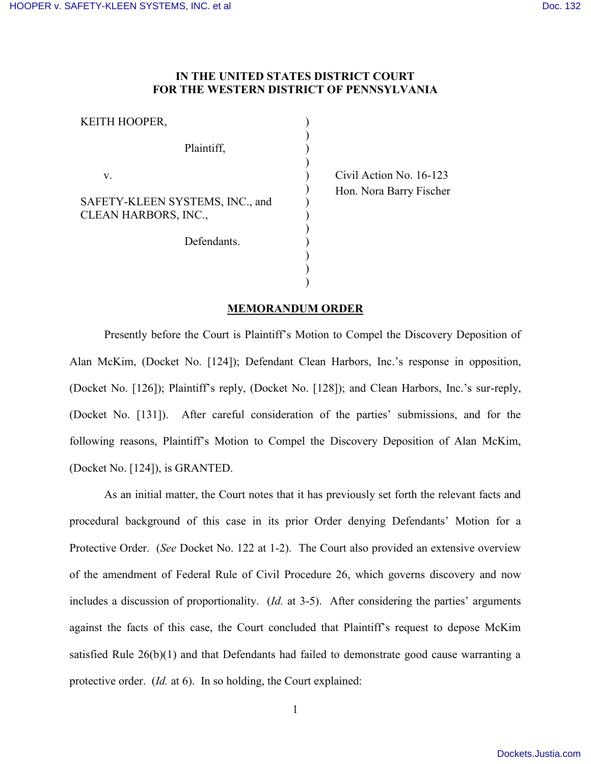**IN THE UNITED STATES DISTRICT COURT**
**FOR THE WESTERN DISTRICT OF PENNSYLVANIA**

| | | |
|---|---|---|
| KEITH HOOPER, | ) | |
| Plaintiff, | ) | |
| v. | ) | Civil Action No. 16-123 |
| | ) | Hon. Nora Barry Fischer |
| SAFETY-KLEEN SYSTEMS, INC., and CLEAN HARBORS, INC., | ) | |
| Defendants. | ) | |

## MEMORANDUM ORDER

Presently before the Court is Plaintiff's Motion to Compel the Discovery Deposition of Alan McKim, (Docket No. [124]); Defendant Clean Harbors, Inc.'s response in opposition, (Docket No. [126]); Plaintiff's reply, (Docket No. [128]); and Clean Harbors, Inc.'s sur-reply, (Docket No. [131]). After careful consideration of the parties' submissions, and for the following reasons, Plaintiff's Motion to Compel the Discovery Deposition of Alan McKim, (Docket No. [124]), is GRANTED.

As an initial matter, the Court notes that it has previously set forth the relevant facts and procedural background of this case in its prior Order denying Defendants' Motion for a Protective Order. (*See* Docket No. 122 at 1-2). The Court also provided an extensive overview of the amendment of Federal Rule of Civil Procedure 26, which governs discovery and now includes a discussion of proportionality. (*Id.* at 3-5). After considering the parties' arguments against the facts of this case, the Court concluded that Plaintiff's request to depose McKim satisfied Rule 26(b)(1) and that Defendants had failed to demonstrate good cause warranting a protective order. (*Id.* at 6). In so holding, the Court explained: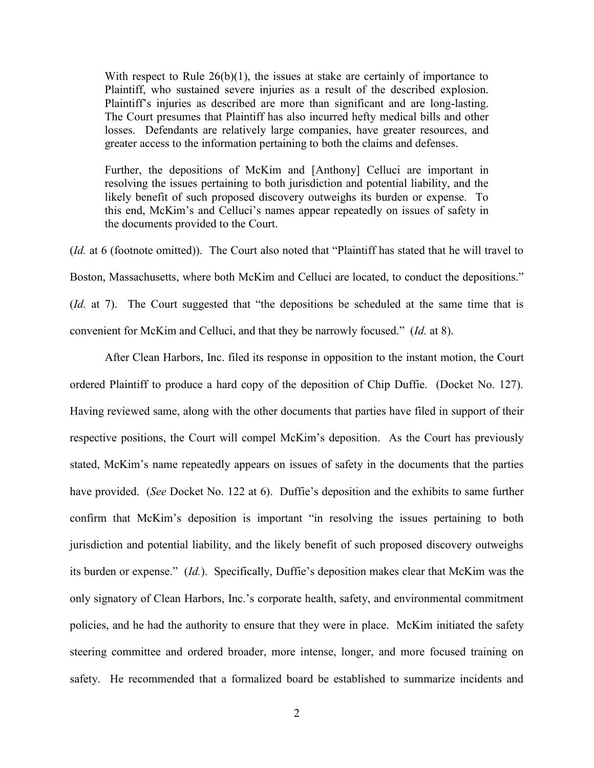> With respect to Rule 26(b)(1), the issues at stake are certainly of importance to Plaintiff, who sustained severe injuries as a result of the described explosion. Plaintiff's injuries as described are more than significant and are long-lasting. The Court presumes that Plaintiff has also incurred hefty medical bills and other losses. Defendants are relatively large companies, have greater resources, and greater access to the information pertaining to both the claims and defenses.
>
> Further, the depositions of McKim and [Anthony] Celluci are important in resolving the issues pertaining to both jurisdiction and potential liability, and the likely benefit of such proposed discovery outweighs its burden or expense. To this end, McKim's and Celluci's names appear repeatedly on issues of safety in the documents provided to the Court.

(*Id.* at 6 (footnote omitted)). The Court also noted that "Plaintiff has stated that he will travel to Boston, Massachusetts, where both McKim and Celluci are located, to conduct the depositions." (*Id.* at 7). The Court suggested that "the depositions be scheduled at the same time that is convenient for McKim and Celluci, and that they be narrowly focused." (*Id.* at 8).

After Clean Harbors, Inc. filed its response in opposition to the instant motion, the Court ordered Plaintiff to produce a hard copy of the deposition of Chip Duffie. (Docket No. 127). Having reviewed same, along with the other documents that parties have filed in support of their respective positions, the Court will compel McKim's deposition. As the Court has previously stated, McKim's name repeatedly appears on issues of safety in the documents that the parties have provided. (*See* Docket No. 122 at 6). Duffie's deposition and the exhibits to same further confirm that McKim's deposition is important "in resolving the issues pertaining to both jurisdiction and potential liability, and the likely benefit of such proposed discovery outweighs its burden or expense." (*Id.*). Specifically, Duffie's deposition makes clear that McKim was the only signatory of Clean Harbors, Inc.'s corporate health, safety, and environmental commitment policies, and he had the authority to ensure that they were in place. McKim initiated the safety steering committee and ordered broader, more intense, longer, and more focused training on safety. He recommended that a formalized board be established to summarize incidents and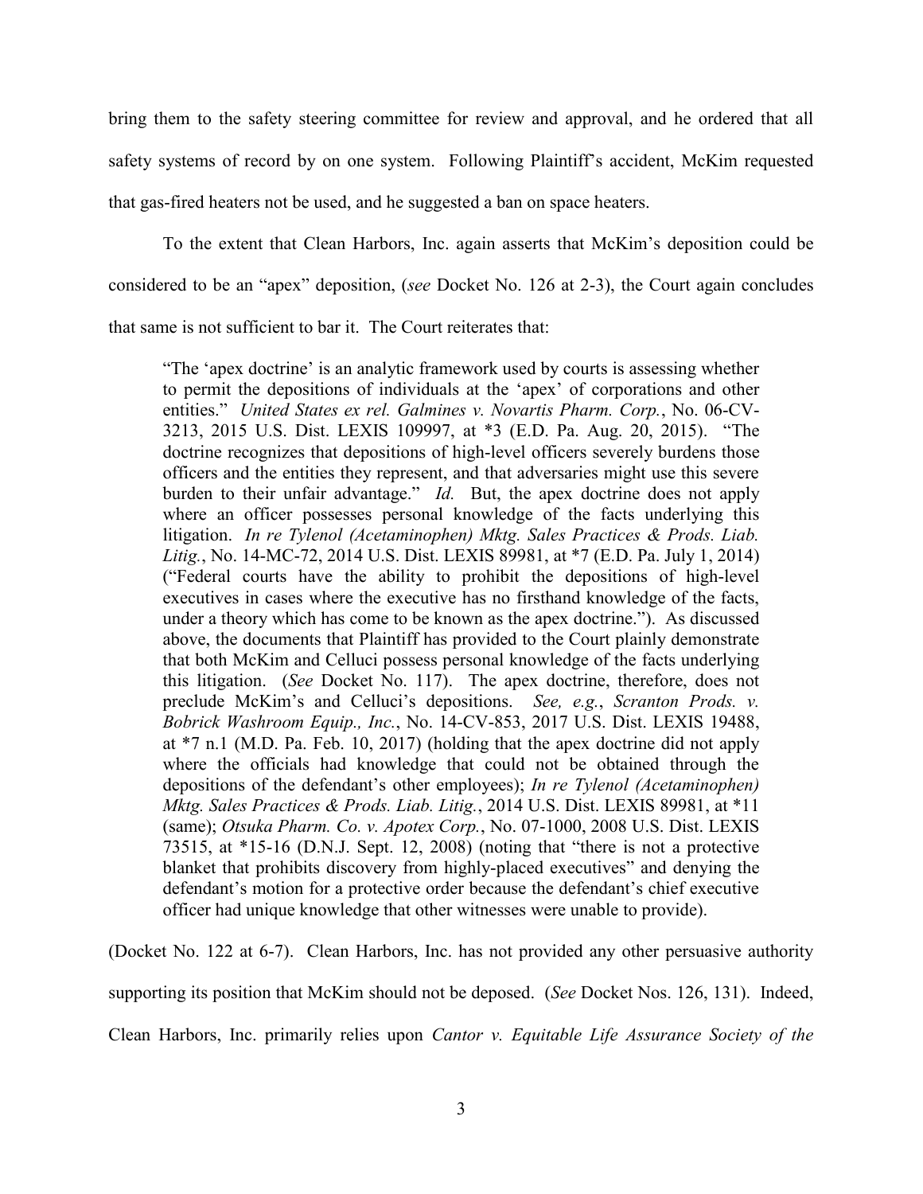bring them to the safety steering committee for review and approval, and he ordered that all safety systems of record by on one system. Following Plaintiff's accident, McKim requested that gas-fired heaters not be used, and he suggested a ban on space heaters.

To the extent that Clean Harbors, Inc. again asserts that McKim's deposition could be considered to be an "apex" deposition, (*see* Docket No. 126 at 2-3), the Court again concludes that same is not sufficient to bar it. The Court reiterates that:

> "The 'apex doctrine' is an analytic framework used by courts is assessing whether to permit the depositions of individuals at the 'apex' of corporations and other entities." *United States ex rel. Galmines v. Novartis Pharm. Corp.*, No. 06-CV-3213, 2015 U.S. Dist. LEXIS 109997, at *3 (E.D. Pa. Aug. 20, 2015). "The doctrine recognizes that depositions of high-level officers severely burdens those officers and the entities they represent, and that adversaries might use this severe burden to their unfair advantage." *Id.* But, the apex doctrine does not apply where an officer possesses personal knowledge of the facts underlying this litigation. *In re Tylenol (Acetaminophen) Mktg. Sales Practices & Prods. Liab. Litig.*, No. 14-MC-72, 2014 U.S. Dist. LEXIS 89981, at *7 (E.D. Pa. July 1, 2014) ("Federal courts have the ability to prohibit the depositions of high-level executives in cases where the executive has no firsthand knowledge of the facts, under a theory which has come to be known as the apex doctrine."). As discussed above, the documents that Plaintiff has provided to the Court plainly demonstrate that both McKim and Celluci possess personal knowledge of the facts underlying this litigation. (*See* Docket No. 117). The apex doctrine, therefore, does not preclude McKim's and Celluci's depositions. *See, e.g.*, *Scranton Prods. v. Bobrick Washroom Equip., Inc.*, No. 14-CV-853, 2017 U.S. Dist. LEXIS 19488, at *7 n.1 (M.D. Pa. Feb. 10, 2017) (holding that the apex doctrine did not apply where the officials had knowledge that could not be obtained through the depositions of the defendant's other employees); *In re Tylenol (Acetaminophen) Mktg. Sales Practices & Prods. Liab. Litig.*, 2014 U.S. Dist. LEXIS 89981, at *11 (same); *Otsuka Pharm. Co. v. Apotex Corp.*, No. 07-1000, 2008 U.S. Dist. LEXIS 73515, at *15-16 (D.N.J. Sept. 12, 2008) (noting that "there is not a protective blanket that prohibits discovery from highly-placed executives" and denying the defendant's motion for a protective order because the defendant's chief executive officer had unique knowledge that other witnesses were unable to provide).

(Docket No. 122 at 6-7). Clean Harbors, Inc. has not provided any other persuasive authority supporting its position that McKim should not be deposed. (*See* Docket Nos. 126, 131). Indeed, Clean Harbors, Inc. primarily relies upon *Cantor v. Equitable Life Assurance Society of the*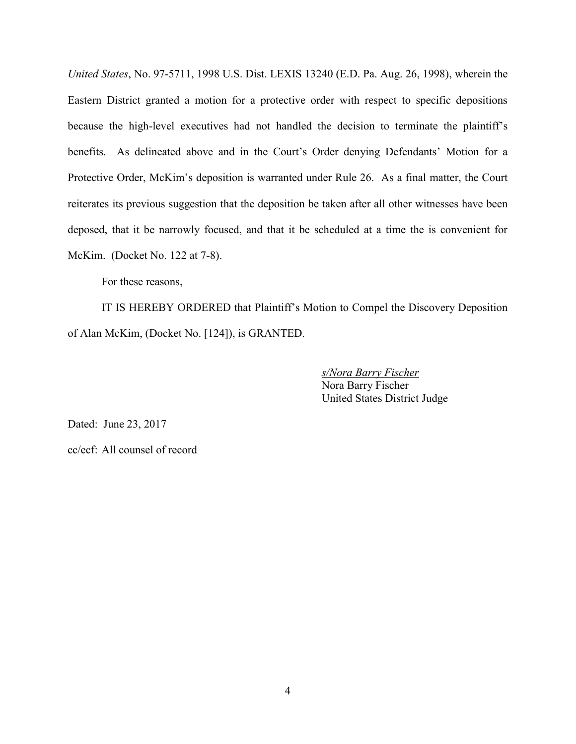*United States*, No. 97-5711, 1998 U.S. Dist. LEXIS 13240 (E.D. Pa. Aug. 26, 1998), wherein the Eastern District granted a motion for a protective order with respect to specific depositions because the high-level executives had not handled the decision to terminate the plaintiff's benefits. As delineated above and in the Court's Order denying Defendants' Motion for a Protective Order, McKim's deposition is warranted under Rule 26. As a final matter, the Court reiterates its previous suggestion that the deposition be taken after all other witnesses have been deposed, that it be narrowly focused, and that it be scheduled at a time the is convenient for McKim. (Docket No. 122 at 7-8).

For these reasons,

IT IS HEREBY ORDERED that Plaintiff's Motion to Compel the Discovery Deposition of Alan McKim, (Docket No. [124]), is GRANTED.

s/Nora Barry Fischer
Nora Barry Fischer
United States District Judge

Dated: June 23, 2017

cc/ecf: All counsel of record